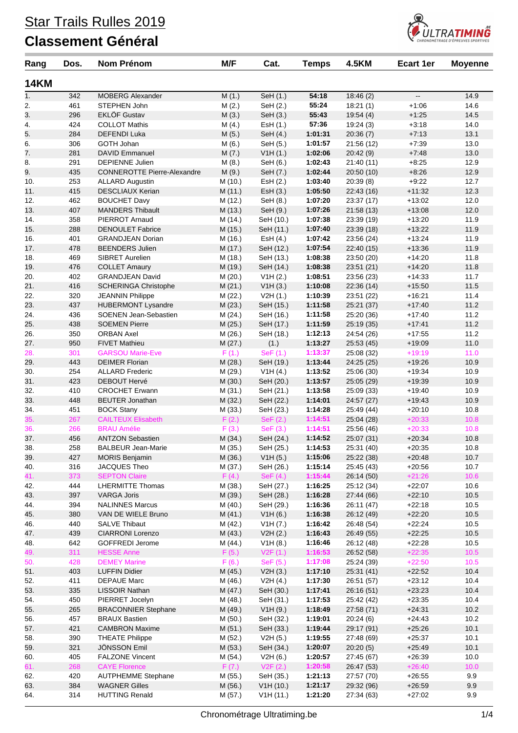# Star Trails Rulles 2019

# Classement Général

## 14KM

| Rang | Dos. | Nom Prénom | M/F | Cat. | Temps | 4.5KM | Ecart 1er | Moyenne |
|---|---|---|---|---|---|---|---|---|
| 1. | 342 | MOBERG Alexander | M (1.) | SeH (1.) | 54:18 | 18:46 (2) | -- | 14.9 |
| 2. | 461 | STEPHEN John | M (2.) | SeH (2.) | 55:24 | 18:21 (1) | +1:06 | 14.6 |
| 3. | 296 | EKLÖF Gustav | M (3.) | SeH (3.) | 55:43 | 19:54 (4) | +1:25 | 14.5 |
| 4. | 424 | COLLOT Mathis | M (4.) | EsH (1.) | 57:36 | 19:24 (3) | +3:18 | 14.0 |
| 5. | 284 | DEFENDI Luka | M (5.) | SeH (4.) | 1:01:31 | 20:36 (7) | +7:13 | 13.1 |
| 6. | 306 | GOTH Johan | M (6.) | SeH (5.) | 1:01:57 | 21:56 (12) | +7:39 | 13.0 |
| 7. | 281 | DAVID Emmanuel | M (7.) | V1H (1.) | 1:02:06 | 20:42 (9) | +7:48 | 13.0 |
| 8. | 291 | DEPIENNE Julien | M (8.) | SeH (6.) | 1:02:43 | 21:40 (11) | +8:25 | 12.9 |
| 9. | 435 | CONNEROTTE Pierre-Alexandre | M (9.) | SeH (7.) | 1:02:44 | 20:50 (10) | +8:26 | 12.9 |
| 10. | 253 | ALLARD Augustin | M (10.) | EsH (2.) | 1:03:40 | 20:39 (8) | +9:22 | 12.7 |
| 11. | 415 | DESCLIAUX Kerian | M (11.) | EsH (3.) | 1:05:50 | 22:43 (16) | +11:32 | 12.3 |
| 12. | 462 | BOUCHET Davy | M (12.) | SeH (8.) | 1:07:20 | 23:37 (17) | +13:02 | 12.0 |
| 13. | 407 | MANDERS Thibault | M (13.) | SeH (9.) | 1:07:26 | 21:58 (13) | +13:08 | 12.0 |
| 14. | 358 | PIERROT Arnaud | M (14.) | SeH (10.) | 1:07:38 | 23:39 (19) | +13:20 | 11.9 |
| 15. | 288 | DENOULET Fabrice | M (15.) | SeH (11.) | 1:07:40 | 23:39 (18) | +13:22 | 11.9 |
| 16. | 401 | GRANDJEAN Dorian | M (16.) | EsH (4.) | 1:07:42 | 23:56 (24) | +13:24 | 11.9 |
| 17. | 478 | BEENDERS Julien | M (17.) | SeH (12.) | 1:07:54 | 22:40 (15) | +13:36 | 11.9 |
| 18. | 469 | SIBRET Aurelien | M (18.) | SeH (13.) | 1:08:38 | 23:50 (20) | +14:20 | 11.8 |
| 19. | 476 | COLLET Amaury | M (19.) | SeH (14.) | 1:08:38 | 23:51 (21) | +14:20 | 11.8 |
| 20. | 402 | GRANDJEAN David | M (20.) | V1H (2.) | 1:08:51 | 23:56 (23) | +14:33 | 11.7 |
| 21. | 416 | SCHERINGA Christophe | M (21.) | V1H (3.) | 1:10:08 | 22:36 (14) | +15:50 | 11.5 |
| 22. | 320 | JEANNIN Philippe | M (22.) | V2H (1.) | 1:10:39 | 23:51 (22) | +16:21 | 11.4 |
| 23. | 437 | HUBERMONT Lysandre | M (23.) | SeH (15.) | 1:11:58 | 25:21 (37) | +17:40 | 11.2 |
| 24. | 436 | SOENEN Jean-Sebastien | M (24.) | SeH (16.) | 1:11:58 | 25:20 (36) | +17:40 | 11.2 |
| 25. | 438 | SOEMEN Pierre | M (25.) | SeH (17.) | 1:11:59 | 25:19 (35) | +17:41 | 11.2 |
| 26. | 350 | ORBAN Axel | M (26.) | SeH (18.) | 1:12:13 | 24:54 (26) | +17:55 | 11.2 |
| 27. | 950 | FIVET Mathieu | M (27.) | (1.) | 1:13:27 | 25:53 (45) | +19:09 | 11.0 |
| 28. | 301 | GARSOU Marie-Eve | F (1.) | SeF (1.) | 1:13:37 | 25:08 (32) | +19:19 | 11.0 |
| 29. | 443 | DEIMER Florian | M (28.) | SeH (19.) | 1:13:44 | 24:25 (25) | +19:26 | 10.9 |
| 30. | 254 | ALLARD Frederic | M (29.) | V1H (4.) | 1:13:52 | 25:06 (30) | +19:34 | 10.9 |
| 31. | 423 | DEBOUT Hervé | M (30.) | SeH (20.) | 1:13:57 | 25:05 (29) | +19:39 | 10.9 |
| 32. | 410 | CROCHET Erwann | M (31.) | SeH (21.) | 1:13:58 | 25:09 (33) | +19:40 | 10.9 |
| 33. | 448 | BEUTER Jonathan | M (32.) | SeH (22.) | 1:14:01 | 24:57 (27) | +19:43 | 10.9 |
| 34. | 451 | BOCK Stany | M (33.) | SeH (23.) | 1:14:28 | 25:49 (44) | +20:10 | 10.8 |
| 35. | 267 | CAILTEUX Elisabeth | F (2.) | SeF (2.) | 1:14:51 | 25:04 (28) | +20:33 | 10.8 |
| 36. | 266 | BRAU Amélie | F (3.) | SeF (3.) | 1:14:51 | 25:56 (46) | +20:33 | 10.8 |
| 37. | 456 | ANTZON Sebastien | M (34.) | SeH (24.) | 1:14:52 | 25:07 (31) | +20:34 | 10.8 |
| 38. | 258 | BALBEUR Jean-Marie | M (35.) | SeH (25.) | 1:14:53 | 25:31 (40) | +20:35 | 10.8 |
| 39. | 427 | MORIS Benjamin | M (36.) | V1H (5.) | 1:15:06 | 25:22 (38) | +20:48 | 10.7 |
| 40. | 316 | JACQUES Theo | M (37.) | SeH (26.) | 1:15:14 | 25:45 (43) | +20:56 | 10.7 |
| 41. | 373 | SEPTON Claire | F (4.) | SeF (4.) | 1:15:44 | 26:14 (50) | +21:26 | 10.6 |
| 42. | 444 | LHERMITTE Thomas | M (38.) | SeH (27.) | 1:16:25 | 25:12 (34) | +22:07 | 10.6 |
| 43. | 397 | VARGA Joris | M (39.) | SeH (28.) | 1:16:28 | 27:44 (66) | +22:10 | 10.5 |
| 44. | 394 | NALINNES Marcus | M (40.) | SeH (29.) | 1:16:36 | 26:11 (47) | +22:18 | 10.5 |
| 45. | 380 | VAN DE WIELE Bruno | M (41.) | V1H (6.) | 1:16:38 | 26:12 (49) | +22:20 | 10.5 |
| 46. | 440 | SALVE Thibaut | M (42.) | V1H (7.) | 1:16:42 | 26:48 (54) | +22:24 | 10.5 |
| 47. | 439 | CIARRONI Lorenzo | M (43.) | V2H (2.) | 1:16:43 | 26:49 (55) | +22:25 | 10.5 |
| 48. | 642 | GOFFREDI Jerome | M (44.) | V1H (8.) | 1:16:46 | 26:12 (48) | +22:28 | 10.5 |
| 49. | 311 | HESSE Anne | F (5.) | V2F (1.) | 1:16:53 | 26:52 (58) | +22:35 | 10.5 |
| 50. | 428 | DEMEY Marine | F (6.) | SeF (5.) | 1:17:08 | 25:24 (39) | +22:50 | 10.5 |
| 51. | 403 | LUFFIN Didier | M (45.) | V2H (3.) | 1:17:10 | 25:31 (41) | +22:52 | 10.4 |
| 52. | 411 | DEPAUE Marc | M (46.) | V2H (4.) | 1:17:30 | 26:51 (57) | +23:12 | 10.4 |
| 53. | 335 | LISSOIR Nathan | M (47.) | SeH (30.) | 1:17:41 | 26:16 (51) | +23:23 | 10.4 |
| 54. | 450 | PIERRET Jocelyn | M (48.) | SeH (31.) | 1:17:53 | 25:42 (42) | +23:35 | 10.4 |
| 55. | 265 | BRACONNIER Stephane | M (49.) | V1H (9.) | 1:18:49 | 27:58 (71) | +24:31 | 10.2 |
| 56. | 457 | BRAUX Bastien | M (50.) | SeH (32.) | 1:19:01 | 20:24 (6) | +24:43 | 10.2 |
| 57. | 421 | CAMBRON Maxime | M (51.) | SeH (33.) | 1:19:44 | 29:17 (91) | +25:26 | 10.1 |
| 58. | 390 | THEATE Philippe | M (52.) | V2H (5.) | 1:19:55 | 27:48 (69) | +25:37 | 10.1 |
| 59. | 321 | JÖNSSON Emil | M (53.) | SeH (34.) | 1:20:07 | 20:20 (5) | +25:49 | 10.1 |
| 60. | 405 | FALZONE Vincent | M (54.) | V2H (6.) | 1:20:57 | 27:45 (67) | +26:39 | 10.0 |
| 61. | 268 | CAYE Florence | F (7.) | V2F (2.) | 1:20:58 | 26:47 (53) | +26:40 | 10.0 |
| 62. | 420 | AUTPHEMME Stephane | M (55.) | SeH (35.) | 1:21:13 | 27:57 (70) | +26:55 | 9.9 |
| 63. | 384 | WAGNER Gilles | M (56.) | V1H (10.) | 1:21:17 | 29:32 (96) | +26:59 | 9.9 |
| 64. | 314 | HUTTING Renald | M (57.) | V1H (11.) | 1:21:20 | 27:34 (63) | +27:02 | 9.9 |

Chronométrage Ultratiming.be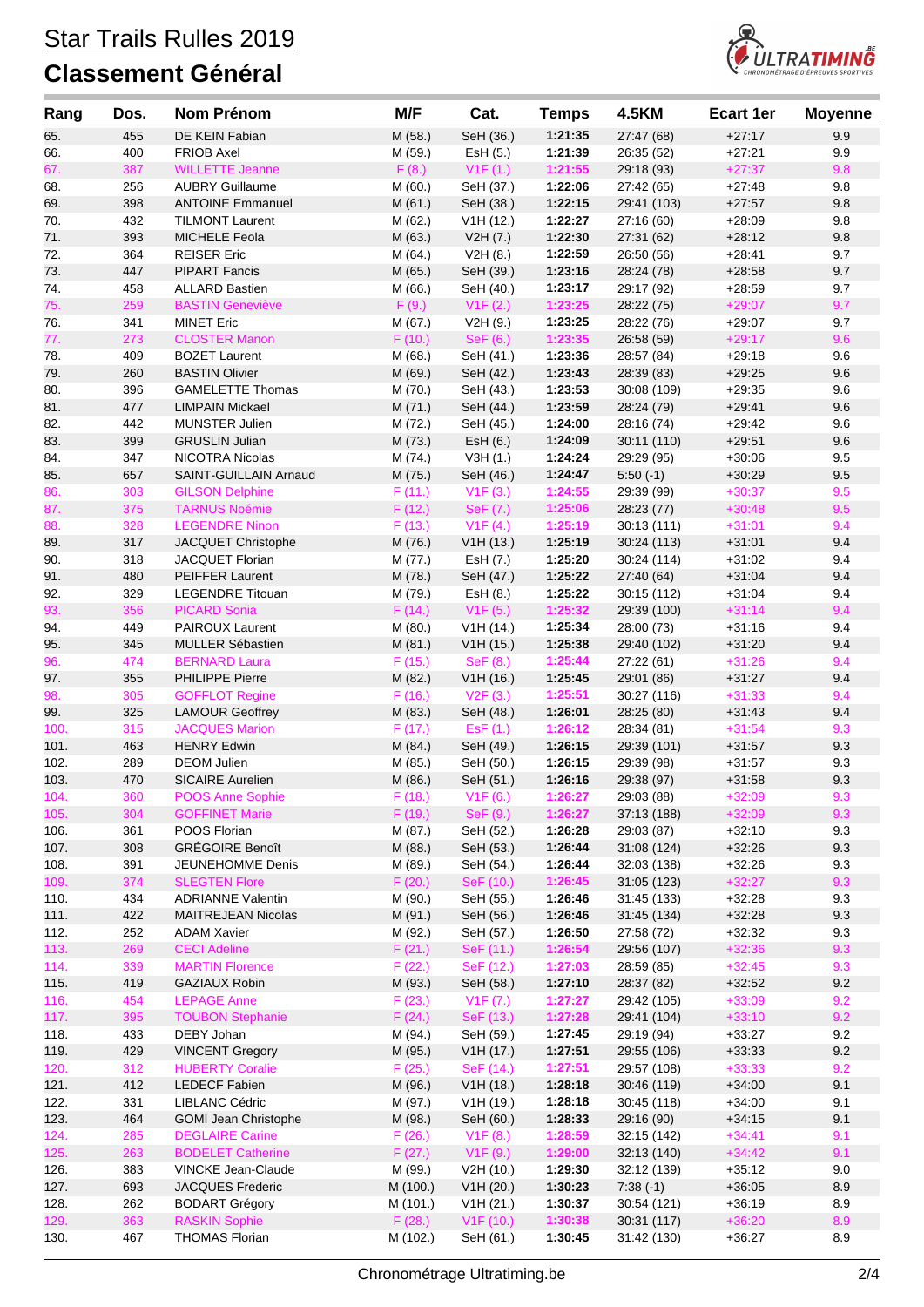# Star Trails Rulles 2019

## Classement Général

| Rang | Dos. | Nom Prénom | M/F | Cat. | Temps | 4.5KM | Ecart 1er | Moyenne |
|---|---|---|---|---|---|---|---|---|
| 65. | 455 | DE KEIN Fabian | M (58.) | SeH (36.) | **1:21:35** | 27:47 (68) | +27:17 | 9.9 |
| 66. | 400 | FRIOB Axel | M (59.) | EsH (5.) | **1:21:39** | 26:35 (52) | +27:21 | 9.9 |
| 67. | 387 | WILLETTE Jeanne | F (8.) | V1F (1.) | **1:21:55** | 29:18 (93) | +27:37 | 9.8 |
| 68. | 256 | AUBRY Guillaume | M (60.) | SeH (37.) | **1:22:06** | 27:42 (65) | +27:48 | 9.8 |
| 69. | 398 | ANTOINE Emmanuel | M (61.) | SeH (38.) | **1:22:15** | 29:41 (103) | +27:57 | 9.8 |
| 70. | 432 | TILMONT Laurent | M (62.) | V1H (12.) | **1:22:27** | 27:16 (60) | +28:09 | 9.8 |
| 71. | 393 | MICHELE Feola | M (63.) | V2H (7.) | **1:22:30** | 27:31 (62) | +28:12 | 9.8 |
| 72. | 364 | REISER Eric | M (64.) | V2H (8.) | **1:22:59** | 26:50 (56) | +28:41 | 9.7 |
| 73. | 447 | PIPART Fancis | M (65.) | SeH (39.) | **1:23:16** | 28:24 (78) | +28:58 | 9.7 |
| 74. | 458 | ALLARD Bastien | M (66.) | SeH (40.) | **1:23:17** | 29:17 (92) | +28:59 | 9.7 |
| 75. | 259 | BASTIN Geneviève | F (9.) | V1F (2.) | **1:23:25** | 28:22 (75) | +29:07 | 9.7 |
| 76. | 341 | MINET Eric | M (67.) | V2H (9.) | **1:23:25** | 28:22 (76) | +29:07 | 9.7 |
| 77. | 273 | CLOSTER Manon | F (10.) | SeF (6.) | **1:23:35** | 26:58 (59) | +29:17 | 9.6 |
| 78. | 409 | BOZET Laurent | M (68.) | SeH (41.) | **1:23:36** | 28:57 (84) | +29:18 | 9.6 |
| 79. | 260 | BASTIN Olivier | M (69.) | SeH (42.) | **1:23:43** | 28:39 (83) | +29:25 | 9.6 |
| 80. | 396 | GAMELETTE Thomas | M (70.) | SeH (43.) | **1:23:53** | 30:08 (109) | +29:35 | 9.6 |
| 81. | 477 | LIMPAIN Mickael | M (71.) | SeH (44.) | **1:23:59** | 28:24 (79) | +29:41 | 9.6 |
| 82. | 442 | MUNSTER Julien | M (72.) | SeH (45.) | **1:24:00** | 28:16 (74) | +29:42 | 9.6 |
| 83. | 399 | GRUSLIN Julian | M (73.) | EsH (6.) | **1:24:09** | 30:11 (110) | +29:51 | 9.6 |
| 84. | 347 | NICOTRA Nicolas | M (74.) | V3H (1.) | **1:24:24** | 29:29 (95) | +30:06 | 9.5 |
| 85. | 657 | SAINT-GUILLAIN Arnaud | M (75.) | SeH (46.) | **1:24:47** | 5:50 (-1) | +30:29 | 9.5 |
| 86. | 303 | GILSON Delphine | F (11.) | V1F (3.) | **1:24:55** | 29:39 (99) | +30:37 | 9.5 |
| 87. | 375 | TARNUS Noémie | F (12.) | SeF (7.) | **1:25:06** | 28:23 (77) | +30:48 | 9.5 |
| 88. | 328 | LEGENDRE Ninon | F (13.) | V1F (4.) | **1:25:19** | 30:13 (111) | +31:01 | 9.4 |
| 89. | 317 | JACQUET Christophe | M (76.) | V1H (13.) | **1:25:19** | 30:24 (113) | +31:01 | 9.4 |
| 90. | 318 | JACQUET Florian | M (77.) | EsH (7.) | **1:25:20** | 30:24 (114) | +31:02 | 9.4 |
| 91. | 480 | PEIFFER Laurent | M (78.) | SeH (47.) | **1:25:22** | 27:40 (64) | +31:04 | 9.4 |
| 92. | 329 | LEGENDRE Titouan | M (79.) | EsH (8.) | **1:25:22** | 30:15 (112) | +31:04 | 9.4 |
| 93. | 356 | PICARD Sonia | F (14.) | V1F (5.) | **1:25:32** | 29:39 (100) | +31:14 | 9.4 |
| 94. | 449 | PAIROUX Laurent | M (80.) | V1H (14.) | **1:25:34** | 28:00 (73) | +31:16 | 9.4 |
| 95. | 345 | MULLER Sébastien | M (81.) | V1H (15.) | **1:25:38** | 29:40 (102) | +31:20 | 9.4 |
| 96. | 474 | BERNARD Laura | F (15.) | SeF (8.) | **1:25:44** | 27:22 (61) | +31:26 | 9.4 |
| 97. | 355 | PHILIPPE Pierre | M (82.) | V1H (16.) | **1:25:45** | 29:01 (86) | +31:27 | 9.4 |
| 98. | 305 | GOFFLOT Regine | F (16.) | V2F (3.) | **1:25:51** | 30:27 (116) | +31:33 | 9.4 |
| 99. | 325 | LAMOUR Geoffrey | M (83.) | SeH (48.) | **1:26:01** | 28:25 (80) | +31:43 | 9.4 |
| 100. | 315 | JACQUES Marion | F (17.) | EsF (1.) | **1:26:12** | 28:34 (81) | +31:54 | 9.3 |
| 101. | 463 | HENRY Edwin | M (84.) | SeH (49.) | **1:26:15** | 29:39 (101) | +31:57 | 9.3 |
| 102. | 289 | DEOM Julien | M (85.) | SeH (50.) | **1:26:15** | 29:39 (98) | +31:57 | 9.3 |
| 103. | 470 | SICAIRE Aurelien | M (86.) | SeH (51.) | **1:26:16** | 29:38 (97) | +31:58 | 9.3 |
| 104. | 360 | POOS Anne Sophie | F (18.) | V1F (6.) | **1:26:27** | 29:03 (88) | +32:09 | 9.3 |
| 105. | 304 | GOFFINET Marie | F (19.) | SeF (9.) | **1:26:27** | 37:13 (188) | +32:09 | 9.3 |
| 106. | 361 | POOS Florian | M (87.) | SeH (52.) | **1:26:28** | 29:03 (87) | +32:10 | 9.3 |
| 107. | 308 | GRÉGOIRE Benoît | M (88.) | SeH (53.) | **1:26:44** | 31:08 (124) | +32:26 | 9.3 |
| 108. | 391 | JEUNEHOMME Denis | M (89.) | SeH (54.) | **1:26:44** | 32:03 (138) | +32:26 | 9.3 |
| 109. | 374 | SLEGTEN Flore | F (20.) | SeF (10.) | **1:26:45** | 31:05 (123) | +32:27 | 9.3 |
| 110. | 434 | ADRIANNE Valentin | M (90.) | SeH (55.) | **1:26:46** | 31:45 (133) | +32:28 | 9.3 |
| 111. | 422 | MAITREJEAN Nicolas | M (91.) | SeH (56.) | **1:26:46** | 31:45 (134) | +32:28 | 9.3 |
| 112. | 252 | ADAM Xavier | M (92.) | SeH (57.) | **1:26:50** | 27:58 (72) | +32:32 | 9.3 |
| 113. | 269 | CECI Adeline | F (21.) | SeF (11.) | **1:26:54** | 29:56 (107) | +32:36 | 9.3 |
| 114. | 339 | MARTIN Florence | F (22.) | SeF (12.) | **1:27:03** | 28:59 (85) | +32:45 | 9.3 |
| 115. | 419 | GAZIAUX Robin | M (93.) | SeH (58.) | **1:27:10** | 28:37 (82) | +32:52 | 9.2 |
| 116. | 454 | LEPAGE Anne | F (23.) | V1F (7.) | **1:27:27** | 29:42 (105) | +33:09 | 9.2 |
| 117. | 395 | TOUBON Stephanie | F (24.) | SeF (13.) | **1:27:28** | 29:41 (104) | +33:10 | 9.2 |
| 118. | 433 | DEBY Johan | M (94.) | SeH (59.) | **1:27:45** | 29:19 (94) | +33:27 | 9.2 |
| 119. | 429 | VINCENT Gregory | M (95.) | V1H (17.) | **1:27:51** | 29:55 (106) | +33:33 | 9.2 |
| 120. | 312 | HUBERTY Coralie | F (25.) | SeF (14.) | **1:27:51** | 29:57 (108) | +33:33 | 9.2 |
| 121. | 412 | LEDECF Fabien | M (96.) | V1H (18.) | **1:28:18** | 30:46 (119) | +34:00 | 9.1 |
| 122. | 331 | LIBLANC Cédric | M (97.) | V1H (19.) | **1:28:18** | 30:45 (118) | +34:00 | 9.1 |
| 123. | 464 | GOMI Jean Christophe | M (98.) | SeH (60.) | **1:28:33** | 29:16 (90) | +34:15 | 9.1 |
| 124. | 285 | DEGLAIRE Carine | F (26.) | V1F (8.) | **1:28:59** | 32:15 (142) | +34:41 | 9.1 |
| 125. | 263 | BODELET Catherine | F (27.) | V1F (9.) | **1:29:00** | 32:13 (140) | +34:42 | 9.1 |
| 126. | 383 | VINCKE Jean-Claude | M (99.) | V2H (10.) | **1:29:30** | 32:12 (139) | +35:12 | 9.0 |
| 127. | 693 | JACQUES Frederic | M (100.) | V1H (20.) | **1:30:23** | 7:38 (-1) | +36:05 | 8.9 |
| 128. | 262 | BODART Grégory | M (101.) | V1H (21.) | **1:30:37** | 30:54 (121) | +36:19 | 8.9 |
| 129. | 363 | RASKIN Sophie | F (28.) | V1F (10.) | **1:30:38** | 30:31 (117) | +36:20 | 8.9 |
| 130. | 467 | THOMAS Florian | M (102.) | SeH (61.) | **1:30:45** | 31:42 (130) | +36:27 | 8.9 |

Chronométrage Ultratiming.be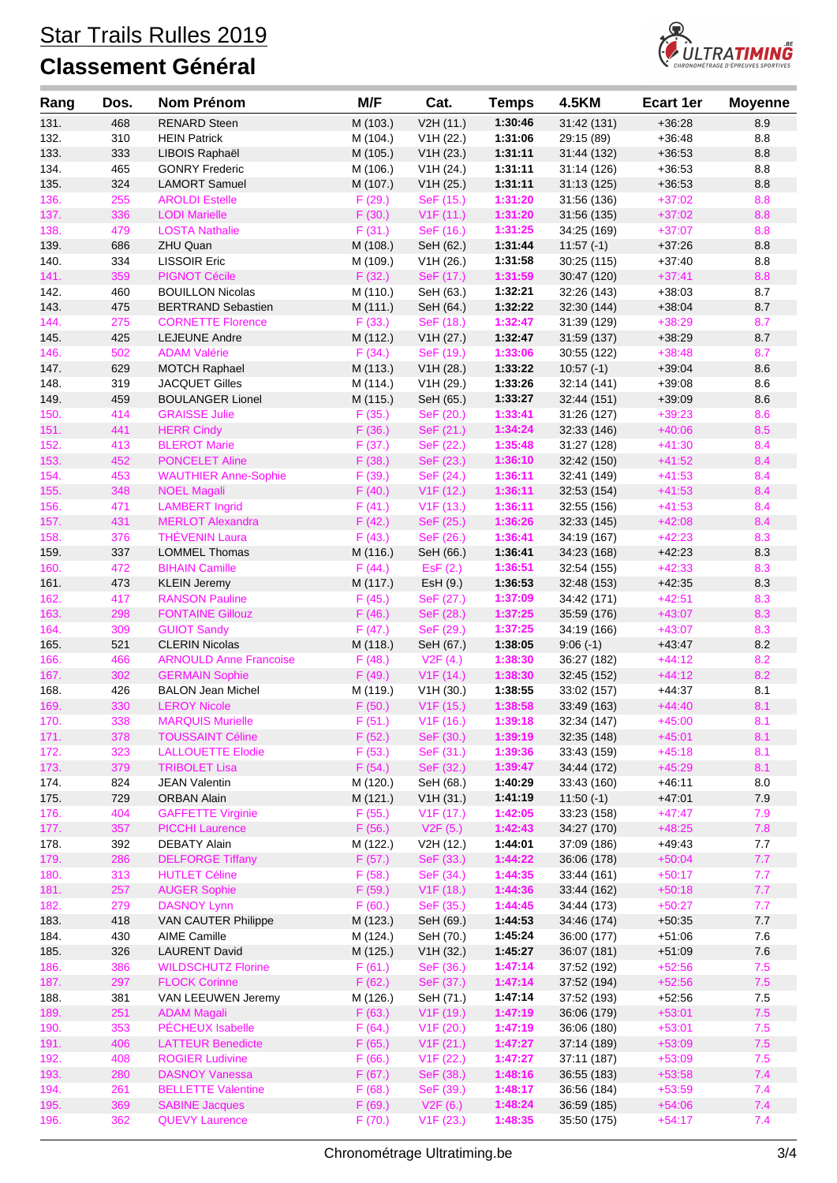# Star Trails Rulles 2019

## Classement Général

| Rang | Dos. | Nom Prénom | M/F | Cat. | Temps | 4.5KM | Ecart 1er | Moyenne |
|---|---|---|---|---|---|---|---|---|
| 131. | 468 | RENARD Steen | M (103.) | V2H (11.) | **1:30:46** | 31:42 (131) | +36:28 | 8.9 |
| 132. | 310 | HEIN Patrick | M (104.) | V1H (22.) | **1:31:06** | 29:15 (89) | +36:48 | 8.8 |
| 133. | 333 | LIBOIS Raphaël | M (105.) | V1H (23.) | **1:31:11** | 31:44 (132) | +36:53 | 8.8 |
| 134. | 465 | GONRY Frederic | M (106.) | V1H (24.) | **1:31:11** | 31:14 (126) | +36:53 | 8.8 |
| 135. | 324 | LAMORT Samuel | M (107.) | V1H (25.) | **1:31:11** | 31:13 (125) | +36:53 | 8.8 |
| 136. | 255 | AROLDI Estelle | F (29.) | SeF (15.) | **1:31:20** | 31:56 (136) | +37:02 | 8.8 |
| 137. | 336 | LODI Marielle | F (30.) | V1F (11.) | **1:31:20** | 31:56 (135) | +37:02 | 8.8 |
| 138. | 479 | LOSTA Nathalie | F (31.) | SeF (16.) | **1:31:25** | 34:25 (169) | +37:07 | 8.8 |
| 139. | 686 | ZHU Quan | M (108.) | SeH (62.) | **1:31:44** | 11:57 (-1) | +37:26 | 8.8 |
| 140. | 334 | LISSOIR Eric | M (109.) | V1H (26.) | **1:31:58** | 30:25 (115) | +37:40 | 8.8 |
| 141. | 359 | PIGNOT Cécile | F (32.) | SeF (17.) | **1:31:59** | 30:47 (120) | +37:41 | 8.8 |
| 142. | 460 | BOUILLON Nicolas | M (110.) | SeH (63.) | **1:32:21** | 32:26 (143) | +38:03 | 8.7 |
| 143. | 475 | BERTRAND Sebastien | M (111.) | SeH (64.) | **1:32:22** | 32:30 (144) | +38:04 | 8.7 |
| 144. | 275 | CORNETTE Florence | F (33.) | SeF (18.) | **1:32:47** | 31:39 (129) | +38:29 | 8.7 |
| 145. | 425 | LEJEUNE Andre | M (112.) | V1H (27.) | **1:32:47** | 31:59 (137) | +38:29 | 8.7 |
| 146. | 502 | ADAM Valérie | F (34.) | SeF (19.) | **1:33:06** | 30:55 (122) | +38:48 | 8.7 |
| 147. | 629 | MOTCH Raphael | M (113.) | V1H (28.) | **1:33:22** | 10:57 (-1) | +39:04 | 8.6 |
| 148. | 319 | JACQUET Gilles | M (114.) | V1H (29.) | **1:33:26** | 32:14 (141) | +39:08 | 8.6 |
| 149. | 459 | BOULANGER Lionel | M (115.) | SeH (65.) | **1:33:27** | 32:44 (151) | +39:09 | 8.6 |
| 150. | 414 | GRAISSE Julie | F (35.) | SeF (20.) | **1:33:41** | 31:26 (127) | +39:23 | 8.6 |
| 151. | 441 | HERR Cindy | F (36.) | SeF (21.) | **1:34:24** | 32:33 (146) | +40:06 | 8.5 |
| 152. | 413 | BLEROT Marie | F (37.) | SeF (22.) | **1:35:48** | 31:27 (128) | +41:30 | 8.4 |
| 153. | 452 | PONCELET Aline | F (38.) | SeF (23.) | **1:36:10** | 32:42 (150) | +41:52 | 8.4 |
| 154. | 453 | WAUTHIER Anne-Sophie | F (39.) | SeF (24.) | **1:36:11** | 32:41 (149) | +41:53 | 8.4 |
| 155. | 348 | NOEL Magali | F (40.) | V1F (12.) | **1:36:11** | 32:53 (154) | +41:53 | 8.4 |
| 156. | 471 | LAMBERT Ingrid | F (41.) | V1F (13.) | **1:36:11** | 32:55 (156) | +41:53 | 8.4 |
| 157. | 431 | MERLOT Alexandra | F (42.) | SeF (25.) | **1:36:26** | 32:33 (145) | +42:08 | 8.4 |
| 158. | 376 | THÉVENIN Laura | F (43.) | SeF (26.) | **1:36:41** | 34:19 (167) | +42:23 | 8.3 |
| 159. | 337 | LOMMEL Thomas | M (116.) | SeH (66.) | **1:36:41** | 34:23 (168) | +42:23 | 8.3 |
| 160. | 472 | BIHAIN Camille | F (44.) | EsF (2.) | **1:36:51** | 32:54 (155) | +42:33 | 8.3 |
| 161. | 473 | KLEIN Jeremy | M (117.) | EsH (9.) | **1:36:53** | 32:48 (153) | +42:35 | 8.3 |
| 162. | 417 | RANSON Pauline | F (45.) | SeF (27.) | **1:37:09** | 34:42 (171) | +42:51 | 8.3 |
| 163. | 298 | FONTAINE Gillouz | F (46.) | SeF (28.) | **1:37:25** | 35:59 (176) | +43:07 | 8.3 |
| 164. | 309 | GUIOT Sandy | F (47.) | SeF (29.) | **1:37:25** | 34:19 (166) | +43:07 | 8.3 |
| 165. | 521 | CLERIN Nicolas | M (118.) | SeH (67.) | **1:38:05** | 9:06 (-1) | +43:47 | 8.2 |
| 166. | 466 | ARNOULD Anne Francoise | F (48.) | V2F (4.) | **1:38:30** | 36:27 (182) | +44:12 | 8.2 |
| 167. | 302 | GERMAIN Sophie | F (49.) | V1F (14.) | **1:38:30** | 32:45 (152) | +44:12 | 8.2 |
| 168. | 426 | BALON Jean Michel | M (119.) | V1H (30.) | **1:38:55** | 33:02 (157) | +44:37 | 8.1 |
| 169. | 330 | LEROY Nicole | F (50.) | V1F (15.) | **1:38:58** | 33:49 (163) | +44:40 | 8.1 |
| 170. | 338 | MARQUIS Murielle | F (51.) | V1F (16.) | **1:39:18** | 32:34 (147) | +45:00 | 8.1 |
| 171. | 378 | TOUSSAINT Céline | F (52.) | SeF (30.) | **1:39:19** | 32:35 (148) | +45:01 | 8.1 |
| 172. | 323 | LALLOUETTE Elodie | F (53.) | SeF (31.) | **1:39:36** | 33:43 (159) | +45:18 | 8.1 |
| 173. | 379 | TRIBOLET Lisa | F (54.) | SeF (32.) | **1:39:47** | 34:44 (172) | +45:29 | 8.1 |
| 174. | 824 | JEAN Valentin | M (120.) | SeH (68.) | **1:40:29** | 33:43 (160) | +46:11 | 8.0 |
| 175. | 729 | ORBAN Alain | M (121.) | V1H (31.) | **1:41:19** | 11:50 (-1) | +47:01 | 7.9 |
| 176. | 404 | GAFFETTE Virginie | F (55.) | V1F (17.) | **1:42:05** | 33:23 (158) | +47:47 | 7.9 |
| 177. | 357 | PICCHI Laurence | F (56.) | V2F (5.) | **1:42:43** | 34:27 (170) | +48:25 | 7.8 |
| 178. | 392 | DEBATY Alain | M (122.) | V2H (12.) | **1:44:01** | 37:09 (186) | +49:43 | 7.7 |
| 179. | 286 | DELFORGE Tiffany | F (57.) | SeF (33.) | **1:44:22** | 36:06 (178) | +50:04 | 7.7 |
| 180. | 313 | HUTLET Céline | F (58.) | SeF (34.) | **1:44:35** | 33:44 (161) | +50:17 | 7.7 |
| 181. | 257 | AUGER Sophie | F (59.) | V1F (18.) | **1:44:36** | 33:44 (162) | +50:18 | 7.7 |
| 182. | 279 | DASNOY Lynn | F (60.) | SeF (35.) | **1:44:45** | 34:44 (173) | +50:27 | 7.7 |
| 183. | 418 | VAN CAUTER Philippe | M (123.) | SeH (69.) | **1:44:53** | 34:46 (174) | +50:35 | 7.7 |
| 184. | 430 | AIME Camille | M (124.) | SeH (70.) | **1:45:24** | 36:00 (177) | +51:06 | 7.6 |
| 185. | 326 | LAURENT David | M (125.) | V1H (32.) | **1:45:27** | 36:07 (181) | +51:09 | 7.6 |
| 186. | 386 | WILDSCHUTZ Florine | F (61.) | SeF (36.) | **1:47:14** | 37:52 (192) | +52:56 | 7.5 |
| 187. | 297 | FLOCK Corinne | F (62.) | SeF (37.) | **1:47:14** | 37:52 (194) | +52:56 | 7.5 |
| 188. | 381 | VAN LEEUWEN Jeremy | M (126.) | SeH (71.) | **1:47:14** | 37:52 (193) | +52:56 | 7.5 |
| 189. | 251 | ADAM Magali | F (63.) | V1F (19.) | **1:47:19** | 36:06 (179) | +53:01 | 7.5 |
| 190. | 353 | PÉCHEUX Isabelle | F (64.) | V1F (20.) | **1:47:19** | 36:06 (180) | +53:01 | 7.5 |
| 191. | 406 | LATTEUR Benedicte | F (65.) | V1F (21.) | **1:47:27** | 37:14 (189) | +53:09 | 7.5 |
| 192. | 408 | ROGIER Ludivine | F (66.) | V1F (22.) | **1:47:27** | 37:11 (187) | +53:09 | 7.5 |
| 193. | 280 | DASNOY Vanessa | F (67.) | SeF (38.) | **1:48:16** | 36:55 (183) | +53:58 | 7.4 |
| 194. | 261 | BELLETTE Valentine | F (68.) | SeF (39.) | **1:48:17** | 36:56 (184) | +53:59 | 7.4 |
| 195. | 369 | SABINE Jacques | F (69.) | V2F (6.) | **1:48:24** | 36:59 (185) | +54:06 | 7.4 |
| 196. | 362 | QUEVY Laurence | F (70.) | V1F (23.) | **1:48:35** | 35:50 (175) | +54:17 | 7.4 |

Chronométrage Ultratiming.be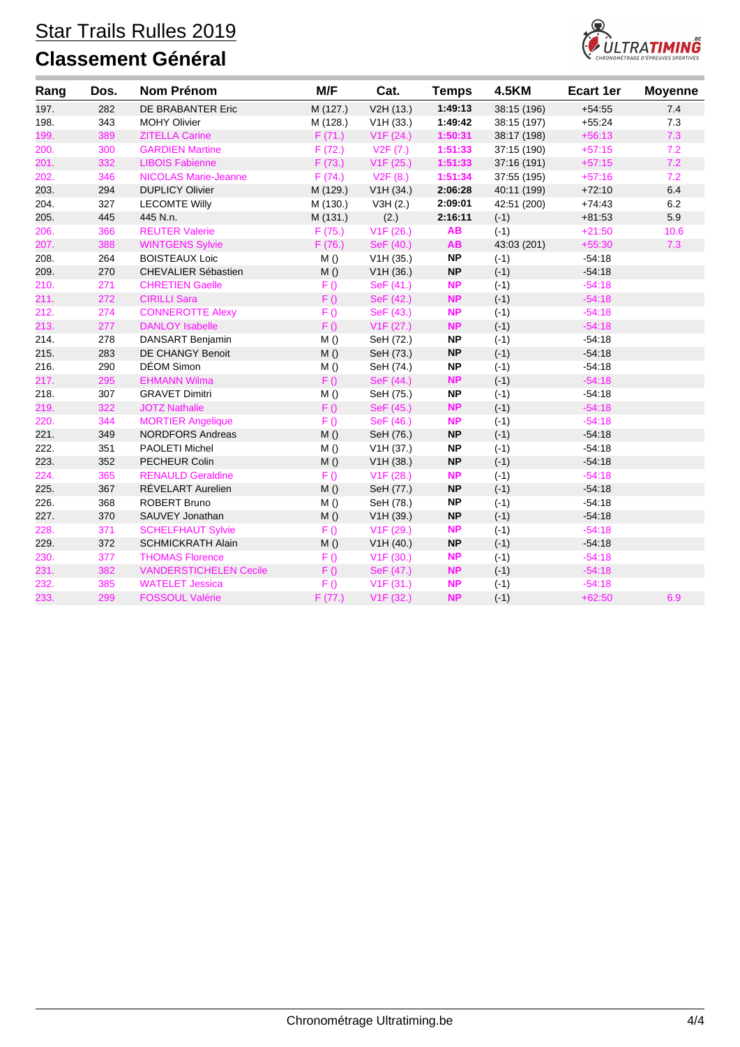# Star Trails Rulles 2019

## Classement Général

| Rang | Dos. | Nom Prénom | M/F | Cat. | Temps | 4.5KM | Ecart 1er | Moyenne |
|---|---|---|---|---|---|---|---|---|
| 197. | 282 | DE BRABANTER Eric | M (127.) | V2H (13.) | 1:49:13 | 38:15 (196) | +54:55 | 7.4 |
| 198. | 343 | MOHY Olivier | M (128.) | V1H (33.) | 1:49:42 | 38:15 (197) | +55:24 | 7.3 |
| 199. | 389 | ZITELLA Carine | F (71.) | V1F (24.) | 1:50:31 | 38:17 (198) | +56:13 | 7.3 |
| 200. | 300 | GARDIEN Martine | F (72.) | V2F (7.) | 1:51:33 | 37:15 (190) | +57:15 | 7.2 |
| 201. | 332 | LIBOIS Fabienne | F (73.) | V1F (25.) | 1:51:33 | 37:16 (191) | +57:15 | 7.2 |
| 202. | 346 | NICOLAS Marie-Jeanne | F (74.) | V2F (8.) | 1:51:34 | 37:55 (195) | +57:16 | 7.2 |
| 203. | 294 | DUPLICY Olivier | M (129.) | V1H (34.) | 2:06:28 | 40:11 (199) | +72:10 | 6.4 |
| 204. | 327 | LECOMTE Willy | M (130.) | V3H (2.) | 2:09:01 | 42:51 (200) | +74:43 | 6.2 |
| 205. | 445 | 445 N.n. | M (131.) | (2.) | 2:16:11 | (-1) | +81:53 | 5.9 |
| 206. | 366 | REUTER Valerie | F (75.) | V1F (26.) | AB | (-1) | +21:50 | 10.6 |
| 207. | 388 | WINTGENS Sylvie | F (76.) | SeF (40.) | AB | 43:03 (201) | +55:30 | 7.3 |
| 208. | 264 | BOISTEAUX Loic | M () | V1H (35.) | NP | (-1) | -54:18 | |
| 209. | 270 | CHEVALIER Sébastien | M () | V1H (36.) | NP | (-1) | -54:18 | |
| 210. | 271 | CHRETIEN Gaelle | F () | SeF (41.) | NP | (-1) | -54:18 | |
| 211. | 272 | CIRILLI Sara | F () | SeF (42.) | NP | (-1) | -54:18 | |
| 212. | 274 | CONNEROTTE Alexy | F () | SeF (43.) | NP | (-1) | -54:18 | |
| 213. | 277 | DANLOY Isabelle | F () | V1F (27.) | NP | (-1) | -54:18 | |
| 214. | 278 | DANSART Benjamin | M () | SeH (72.) | NP | (-1) | -54:18 | |
| 215. | 283 | DE CHANGY Benoit | M () | SeH (73.) | NP | (-1) | -54:18 | |
| 216. | 290 | DÉOM Simon | M () | SeH (74.) | NP | (-1) | -54:18 | |
| 217. | 295 | EHMANN Wilma | F () | SeF (44.) | NP | (-1) | -54:18 | |
| 218. | 307 | GRAVET Dimitri | M () | SeH (75.) | NP | (-1) | -54:18 | |
| 219. | 322 | JOTZ Nathalie | F () | SeF (45.) | NP | (-1) | -54:18 | |
| 220. | 344 | MORTIER Angelique | F () | SeF (46.) | NP | (-1) | -54:18 | |
| 221. | 349 | NORDFORS Andreas | M () | SeH (76.) | NP | (-1) | -54:18 | |
| 222. | 351 | PAOLETI Michel | M () | V1H (37.) | NP | (-1) | -54:18 | |
| 223. | 352 | PECHEUR Colin | M () | V1H (38.) | NP | (-1) | -54:18 | |
| 224. | 365 | RENAULD Geraldine | F () | V1F (28.) | NP | (-1) | -54:18 | |
| 225. | 367 | RÉVELART Aurelien | M () | SeH (77.) | NP | (-1) | -54:18 | |
| 226. | 368 | ROBERT Bruno | M () | SeH (78.) | NP | (-1) | -54:18 | |
| 227. | 370 | SAUVEY Jonathan | M () | V1H (39.) | NP | (-1) | -54:18 | |
| 228. | 371 | SCHELFHAUT Sylvie | F () | V1F (29.) | NP | (-1) | -54:18 | |
| 229. | 372 | SCHMICKRATH Alain | M () | V1H (40.) | NP | (-1) | -54:18 | |
| 230. | 377 | THOMAS Florence | F () | V1F (30.) | NP | (-1) | -54:18 | |
| 231. | 382 | VANDERSTICHELEN Cecile | F () | SeF (47.) | NP | (-1) | -54:18 | |
| 232. | 385 | WATELET Jessica | F () | V1F (31.) | NP | (-1) | -54:18 | |
| 233. | 299 | FOSSOUL Valérie | F (77.) | V1F (32.) | NP | (-1) | +62:50 | 6.9 |

Chronométrage Ultratiming.be